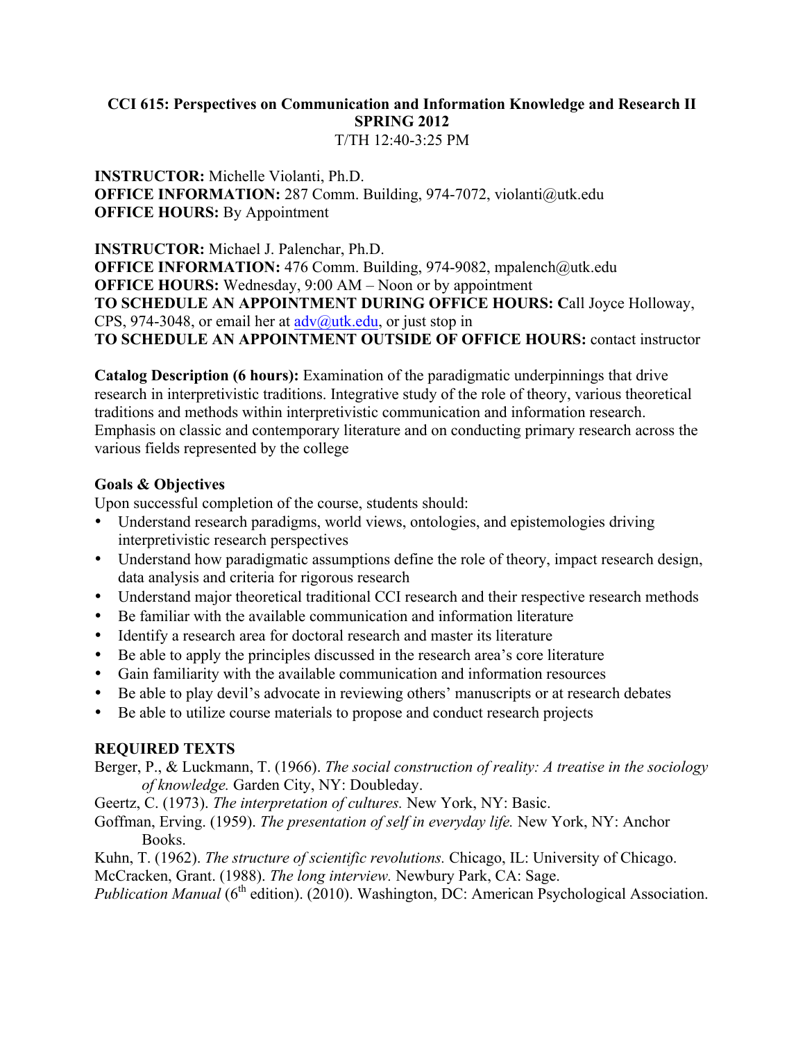**CCI 615: Perspectives on Communication and Information Knowledge and Research II**
**SPRING 2012**
T/TH 12:40-3:25 PM

**INSTRUCTOR:** Michelle Violanti, Ph.D.
**OFFICE INFORMATION:** 287 Comm. Building, 974-7072, violanti@utk.edu
**OFFICE HOURS:** By Appointment

**INSTRUCTOR:** Michael J. Palenchar, Ph.D.
**OFFICE INFORMATION:** 476 Comm. Building, 974-9082, mpalench@utk.edu
**OFFICE HOURS:** Wednesday, 9:00 AM – Noon or by appointment
**TO SCHEDULE AN APPOINTMENT DURING OFFICE HOURS: C**all Joyce Holloway, CPS, 974-3048, or email her at adv@utk.edu, or just stop in
**TO SCHEDULE AN APPOINTMENT OUTSIDE OF OFFICE HOURS:** contact instructor

**Catalog Description (6 hours):** Examination of the paradigmatic underpinnings that drive research in interpretivistic traditions. Integrative study of the role of theory, various theoretical traditions and methods within interpretivistic communication and information research. Emphasis on classic and contemporary literature and on conducting primary research across the various fields represented by the college

**Goals & Objectives**
Upon successful completion of the course, students should:

- Understand research paradigms, world views, ontologies, and epistemologies driving interpretivistic research perspectives
- Understand how paradigmatic assumptions define the role of theory, impact research design, data analysis and criteria for rigorous research
- Understand major theoretical traditional CCI research and their respective research methods
- Be familiar with the available communication and information literature
- Identify a research area for doctoral research and master its literature
- Be able to apply the principles discussed in the research area's core literature
- Gain familiarity with the available communication and information resources
- Be able to play devil's advocate in reviewing others' manuscripts or at research debates
- Be able to utilize course materials to propose and conduct research projects

**REQUIRED TEXTS**

Berger, P., & Luckmann, T. (1966). *The social construction of reality: A treatise in the sociology of knowledge.* Garden City, NY: Doubleday.

Geertz, C. (1973). *The interpretation of cultures.* New York, NY: Basic.

Goffman, Erving. (1959). *The presentation of self in everyday life.* New York, NY: Anchor Books.

Kuhn, T. (1962). *The structure of scientific revolutions.* Chicago, IL: University of Chicago.

McCracken, Grant. (1988). *The long interview.* Newbury Park, CA: Sage.

*Publication Manual* (6th edition). (2010). Washington, DC: American Psychological Association.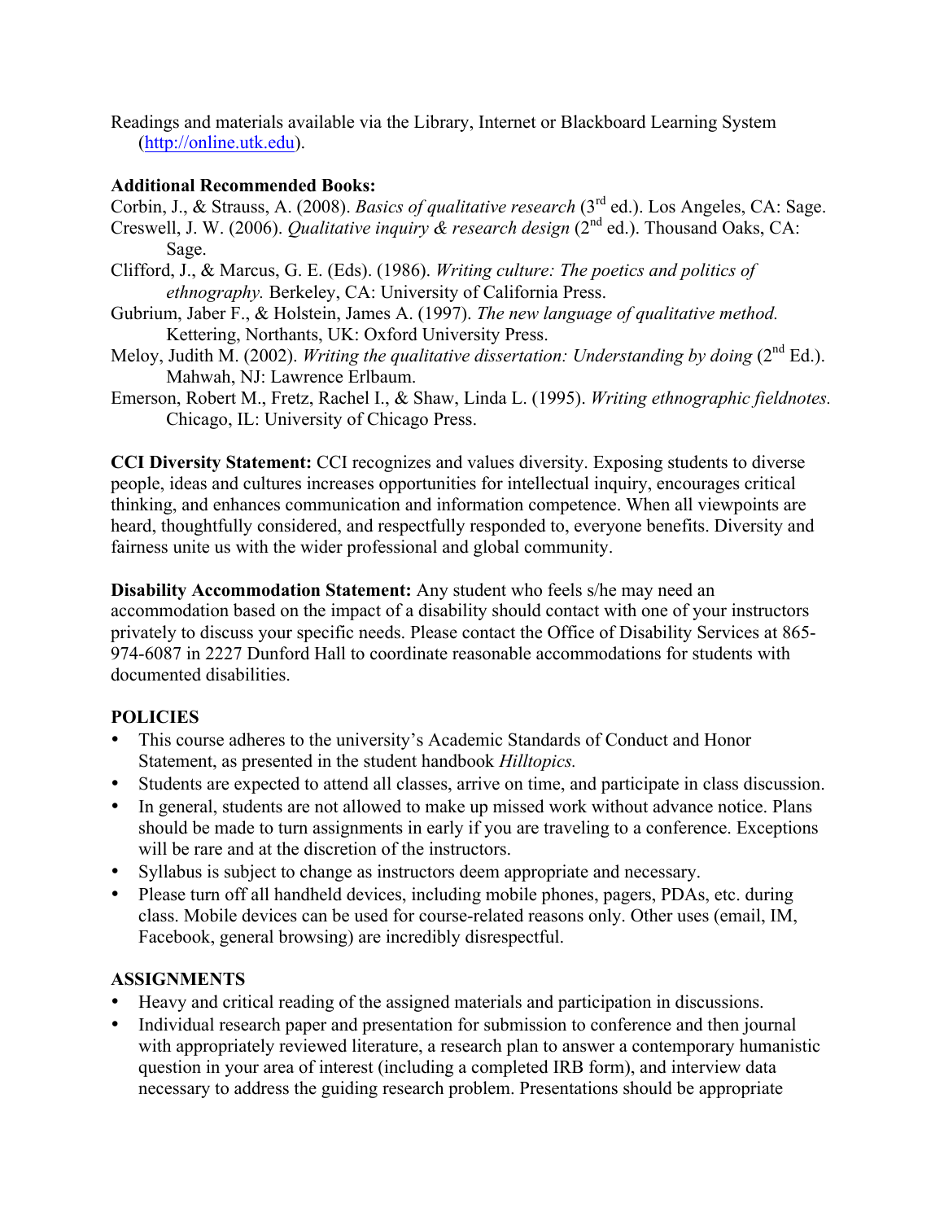Readings and materials available via the Library, Internet or Blackboard Learning System (http://online.utk.edu).

**Additional Recommended Books:**

Corbin, J., & Strauss, A. (2008). *Basics of qualitative research* (3rd ed.). Los Angeles, CA: Sage.

Creswell, J. W. (2006). *Qualitative inquiry & research design* (2nd ed.). Thousand Oaks, CA: Sage.

Clifford, J., & Marcus, G. E. (Eds). (1986). *Writing culture: The poetics and politics of ethnography.* Berkeley, CA: University of California Press.

Gubrium, Jaber F., & Holstein, James A. (1997). *The new language of qualitative method.* Kettering, Northants, UK: Oxford University Press.

Meloy, Judith M. (2002). *Writing the qualitative dissertation: Understanding by doing* (2nd Ed.). Mahwah, NJ: Lawrence Erlbaum.

Emerson, Robert M., Fretz, Rachel I., & Shaw, Linda L. (1995). *Writing ethnographic fieldnotes.* Chicago, IL: University of Chicago Press.

**CCI Diversity Statement:** CCI recognizes and values diversity. Exposing students to diverse people, ideas and cultures increases opportunities for intellectual inquiry, encourages critical thinking, and enhances communication and information competence. When all viewpoints are heard, thoughtfully considered, and respectfully responded to, everyone benefits. Diversity and fairness unite us with the wider professional and global community.

**Disability Accommodation Statement:** Any student who feels s/he may need an accommodation based on the impact of a disability should contact with one of your instructors privately to discuss your specific needs. Please contact the Office of Disability Services at 865-974-6087 in 2227 Dunford Hall to coordinate reasonable accommodations for students with documented disabilities.

**POLICIES**

- This course adheres to the university's Academic Standards of Conduct and Honor Statement, as presented in the student handbook *Hilltopics.*
- Students are expected to attend all classes, arrive on time, and participate in class discussion.
- In general, students are not allowed to make up missed work without advance notice. Plans should be made to turn assignments in early if you are traveling to a conference. Exceptions will be rare and at the discretion of the instructors.
- Syllabus is subject to change as instructors deem appropriate and necessary.
- Please turn off all handheld devices, including mobile phones, pagers, PDAs, etc. during class. Mobile devices can be used for course-related reasons only. Other uses (email, IM, Facebook, general browsing) are incredibly disrespectful.

**ASSIGNMENTS**

- Heavy and critical reading of the assigned materials and participation in discussions.
- Individual research paper and presentation for submission to conference and then journal with appropriately reviewed literature, a research plan to answer a contemporary humanistic question in your area of interest (including a completed IRB form), and interview data necessary to address the guiding research problem. Presentations should be appropriate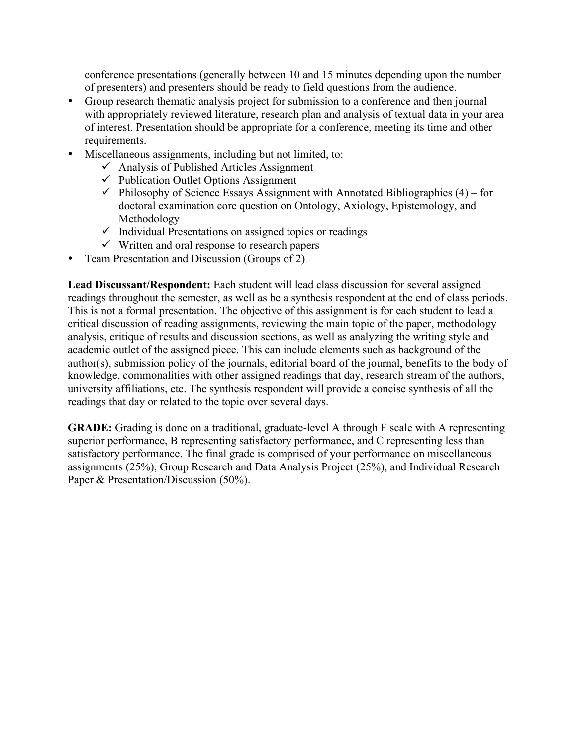conference presentations (generally between 10 and 15 minutes depending upon the number of presenters) and presenters should be ready to field questions from the audience.

- Group research thematic analysis project for submission to a conference and then journal with appropriately reviewed literature, research plan and analysis of textual data in your area of interest. Presentation should be appropriate for a conference, meeting its time and other requirements.
- Miscellaneous assignments, including but not limited, to:
  - ✓ Analysis of Published Articles Assignment
  - ✓ Publication Outlet Options Assignment
  - ✓ Philosophy of Science Essays Assignment with Annotated Bibliographies (4) – for doctoral examination core question on Ontology, Axiology, Epistemology, and Methodology
  - ✓ Individual Presentations on assigned topics or readings
  - ✓ Written and oral response to research papers
- Team Presentation and Discussion (Groups of 2)

**Lead Discussant/Respondent:** Each student will lead class discussion for several assigned readings throughout the semester, as well as be a synthesis respondent at the end of class periods. This is not a formal presentation. The objective of this assignment is for each student to lead a critical discussion of reading assignments, reviewing the main topic of the paper, methodology analysis, critique of results and discussion sections, as well as analyzing the writing style and academic outlet of the assigned piece. This can include elements such as background of the author(s), submission policy of the journals, editorial board of the journal, benefits to the body of knowledge, commonalities with other assigned readings that day, research stream of the authors, university affiliations, etc. The synthesis respondent will provide a concise synthesis of all the readings that day or related to the topic over several days.

**GRADE:** Grading is done on a traditional, graduate-level A through F scale with A representing superior performance, B representing satisfactory performance, and C representing less than satisfactory performance. The final grade is comprised of your performance on miscellaneous assignments (25%), Group Research and Data Analysis Project (25%), and Individual Research Paper & Presentation/Discussion (50%).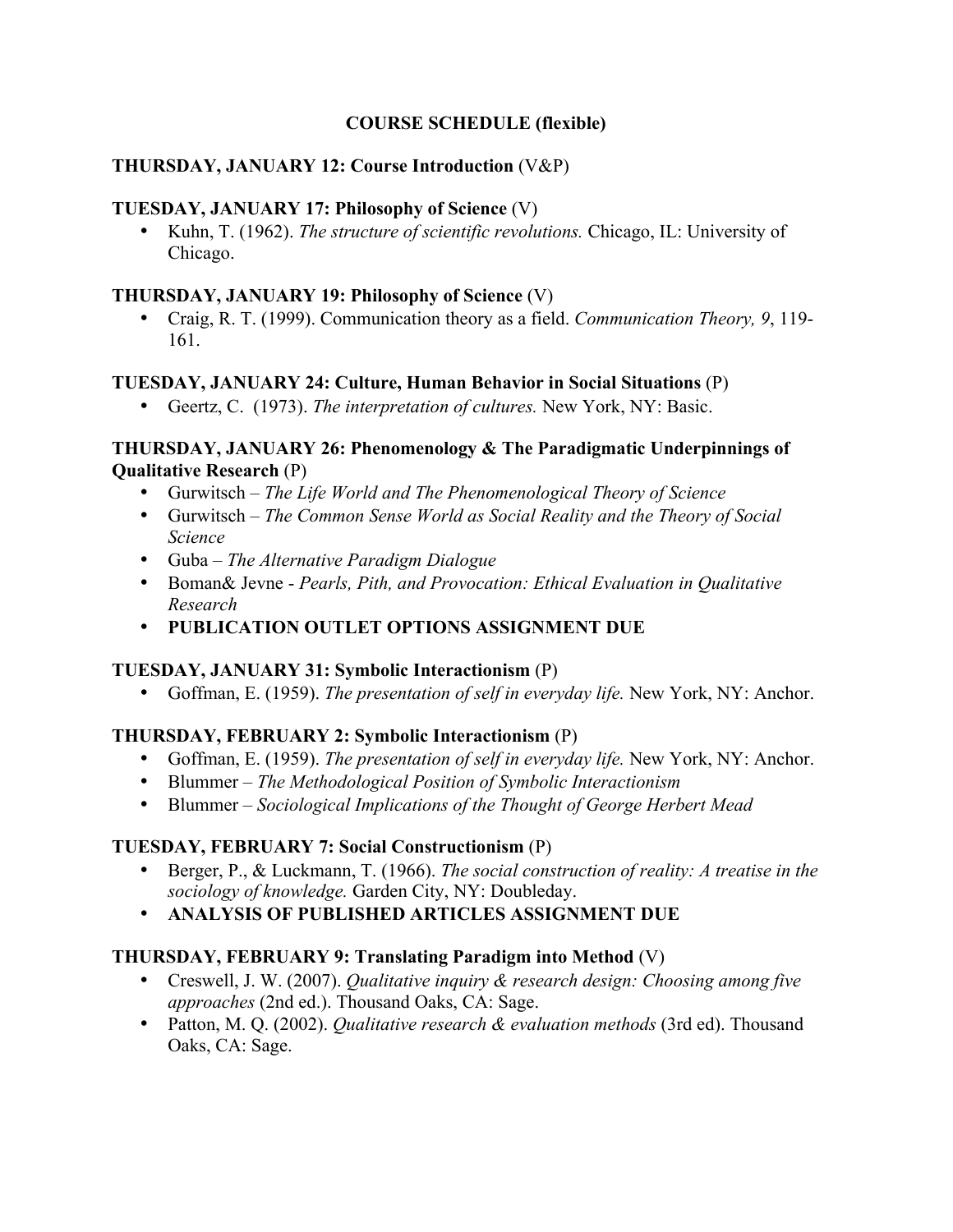## COURSE SCHEDULE (flexible)

**THURSDAY, JANUARY 12: Course Introduction** (V&P)

**TUESDAY, JANUARY 17: Philosophy of Science** (V)

- Kuhn, T. (1962). *The structure of scientific revolutions.* Chicago, IL: University of Chicago.

**THURSDAY, JANUARY 19: Philosophy of Science** (V)

- Craig, R. T. (1999). Communication theory as a field. *Communication Theory, 9*, 119-161.

**TUESDAY, JANUARY 24: Culture, Human Behavior in Social Situations** (P)

- Geertz, C. (1973). *The interpretation of cultures.* New York, NY: Basic.

**THURSDAY, JANUARY 26: Phenomenology & The Paradigmatic Underpinnings of Qualitative Research** (P)

- Gurwitsch – *The Life World and The Phenomenological Theory of Science*
- Gurwitsch – *The Common Sense World as Social Reality and the Theory of Social Science*
- Guba – *The Alternative Paradigm Dialogue*
- Boman& Jevne - *Pearls, Pith, and Provocation: Ethical Evaluation in Qualitative Research*
- **PUBLICATION OUTLET OPTIONS ASSIGNMENT DUE**

**TUESDAY, JANUARY 31: Symbolic Interactionism** (P)

- Goffman, E. (1959). *The presentation of self in everyday life.* New York, NY: Anchor.

**THURSDAY, FEBRUARY 2: Symbolic Interactionism** (P)

- Goffman, E. (1959). *The presentation of self in everyday life.* New York, NY: Anchor.
- Blummer – *The Methodological Position of Symbolic Interactionism*
- Blummer – *Sociological Implications of the Thought of George Herbert Mead*

**TUESDAY, FEBRUARY 7: Social Constructionism** (P)

- Berger, P., & Luckmann, T. (1966). *The social construction of reality: A treatise in the sociology of knowledge.* Garden City, NY: Doubleday.
- **ANALYSIS OF PUBLISHED ARTICLES ASSIGNMENT DUE**

**THURSDAY, FEBRUARY 9: Translating Paradigm into Method** (V)

- Creswell, J. W. (2007). *Qualitative inquiry & research design: Choosing among five approaches* (2nd ed.). Thousand Oaks, CA: Sage.
- Patton, M. Q. (2002). *Qualitative research & evaluation methods* (3rd ed). Thousand Oaks, CA: Sage.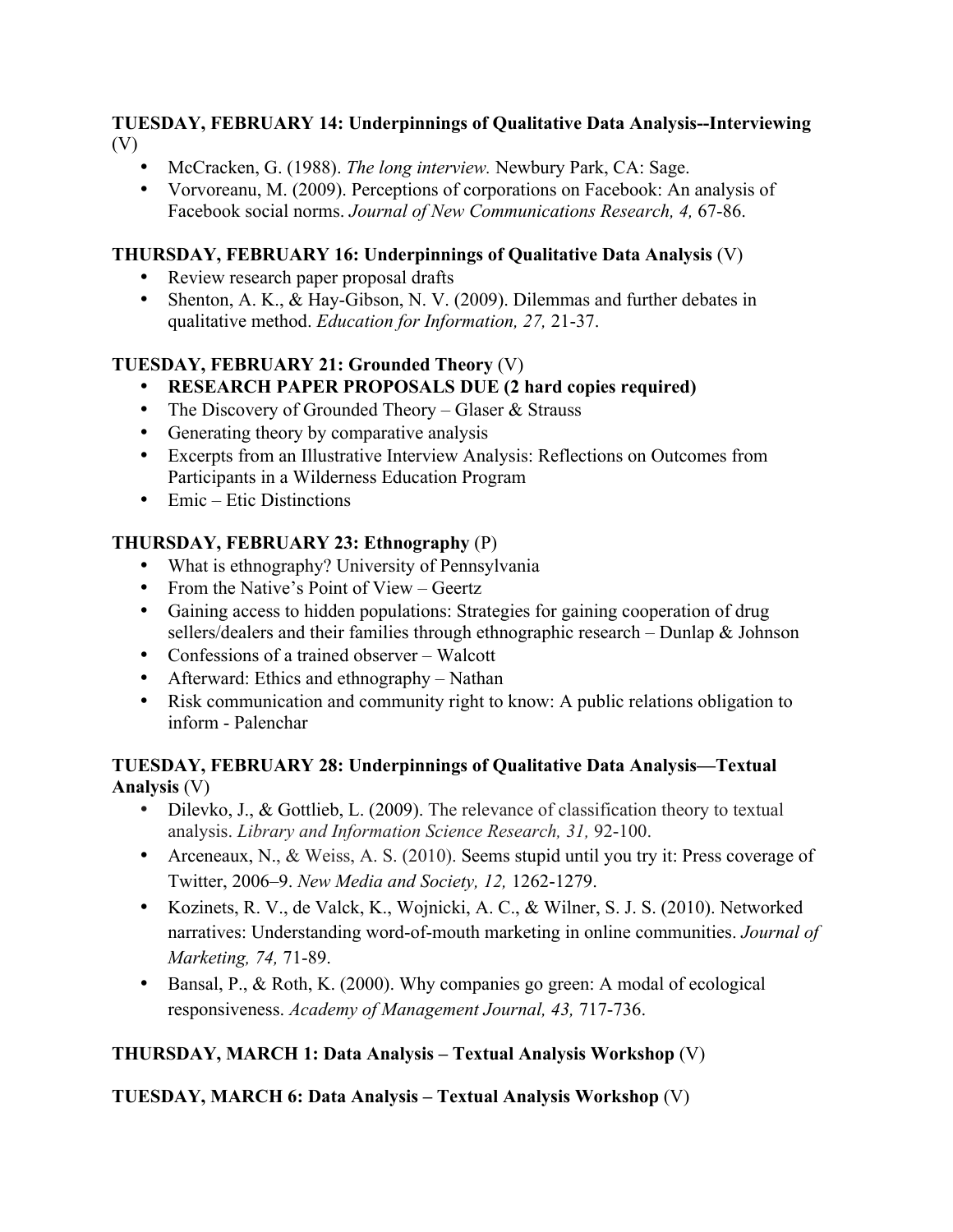**TUESDAY, FEBRUARY 14: Underpinnings of Qualitative Data Analysis--Interviewing** (V)

- McCracken, G. (1988). *The long interview.* Newbury Park, CA: Sage.
- Vorvoreanu, M. (2009). Perceptions of corporations on Facebook: An analysis of Facebook social norms. *Journal of New Communications Research, 4,* 67-86.

**THURSDAY, FEBRUARY 16: Underpinnings of Qualitative Data Analysis** (V)

- Review research paper proposal drafts
- Shenton, A. K., & Hay-Gibson, N. V. (2009). Dilemmas and further debates in qualitative method. *Education for Information, 27,* 21-37.

**TUESDAY, FEBRUARY 21: Grounded Theory** (V)

- **RESEARCH PAPER PROPOSALS DUE (2 hard copies required)**
- The Discovery of Grounded Theory – Glaser & Strauss
- Generating theory by comparative analysis
- Excerpts from an Illustrative Interview Analysis: Reflections on Outcomes from Participants in a Wilderness Education Program
- Emic – Etic Distinctions

**THURSDAY, FEBRUARY 23: Ethnography** (P)

- What is ethnography? University of Pennsylvania
- From the Native's Point of View – Geertz
- Gaining access to hidden populations: Strategies for gaining cooperation of drug sellers/dealers and their families through ethnographic research – Dunlap & Johnson
- Confessions of a trained observer – Walcott
- Afterward: Ethics and ethnography – Nathan
- Risk communication and community right to know: A public relations obligation to inform - Palenchar

**TUESDAY, FEBRUARY 28: Underpinnings of Qualitative Data Analysis—Textual Analysis** (V)

- Dilevko, J., & Gottlieb, L. (2009). The relevance of classification theory to textual analysis. *Library and Information Science Research, 31,* 92-100.
- Arceneaux, N., & Weiss, A. S. (2010). Seems stupid until you try it: Press coverage of Twitter, 2006–9. *New Media and Society, 12,* 1262-1279.
- Kozinets, R. V., de Valck, K., Wojnicki, A. C., & Wilner, S. J. S. (2010). Networked narratives: Understanding word-of-mouth marketing in online communities. *Journal of Marketing, 74,* 71-89.
- Bansal, P., & Roth, K. (2000). Why companies go green: A modal of ecological responsiveness. *Academy of Management Journal, 43,* 717-736.

**THURSDAY, MARCH 1: Data Analysis – Textual Analysis Workshop** (V)

**TUESDAY, MARCH 6: Data Analysis – Textual Analysis Workshop** (V)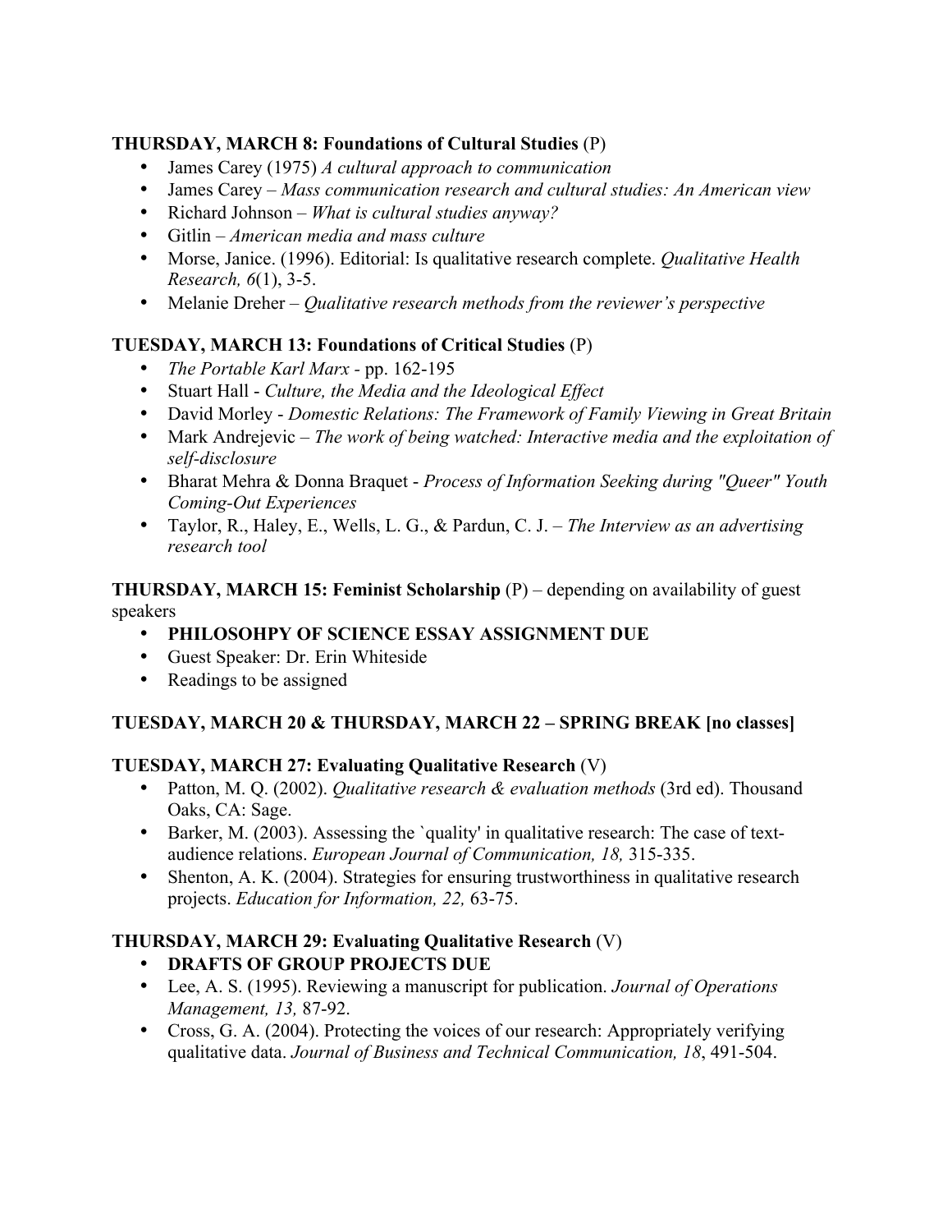**THURSDAY, MARCH 8: Foundations of Cultural Studies** (P)

- James Carey (1975) *A cultural approach to communication*
- James Carey – *Mass communication research and cultural studies: An American view*
- Richard Johnson – *What is cultural studies anyway?*
- Gitlin – *American media and mass culture*
- Morse, Janice. (1996). Editorial: Is qualitative research complete. *Qualitative Health Research, 6*(1), 3-5.
- Melanie Dreher – *Qualitative research methods from the reviewer's perspective*

**TUESDAY, MARCH 13: Foundations of Critical Studies** (P)

- *The Portable Karl Marx* - pp. 162-195
- Stuart Hall - *Culture, the Media and the Ideological Effect*
- David Morley - *Domestic Relations: The Framework of Family Viewing in Great Britain*
- Mark Andrejevic – *The work of being watched: Interactive media and the exploitation of self-disclosure*
- Bharat Mehra & Donna Braquet - *Process of Information Seeking during "Queer" Youth Coming-Out Experiences*
- Taylor, R., Haley, E., Wells, L. G., & Pardun, C. J. – *The Interview as an advertising research tool*

**THURSDAY, MARCH 15: Feminist Scholarship** (P) – depending on availability of guest speakers

- **PHILOSOHPY OF SCIENCE ESSAY ASSIGNMENT DUE**
- Guest Speaker: Dr. Erin Whiteside
- Readings to be assigned

**TUESDAY, MARCH 20 & THURSDAY, MARCH 22 – SPRING BREAK [no classes]**

**TUESDAY, MARCH 27: Evaluating Qualitative Research** (V)

- Patton, M. Q. (2002). *Qualitative research & evaluation methods* (3rd ed). Thousand Oaks, CA: Sage.
- Barker, M. (2003). Assessing the `quality' in qualitative research: The case of text-audience relations. *European Journal of Communication, 18,* 315-335.
- Shenton, A. K. (2004). Strategies for ensuring trustworthiness in qualitative research projects. *Education for Information, 22,* 63-75.

**THURSDAY, MARCH 29: Evaluating Qualitative Research** (V)

- **DRAFTS OF GROUP PROJECTS DUE**
- Lee, A. S. (1995). Reviewing a manuscript for publication. *Journal of Operations Management, 13,* 87-92.
- Cross, G. A. (2004). Protecting the voices of our research: Appropriately verifying qualitative data. *Journal of Business and Technical Communication, 18*, 491-504.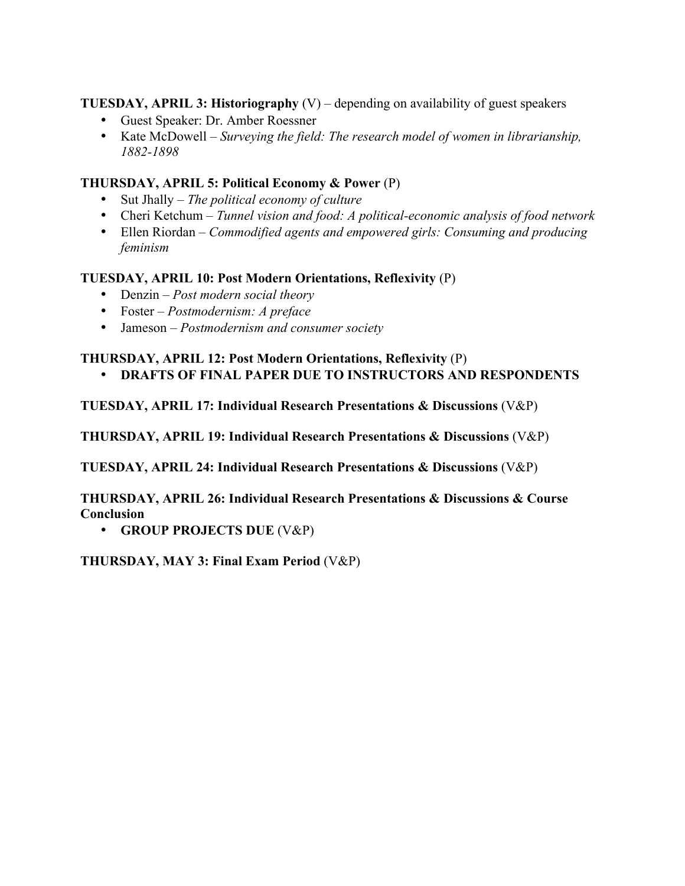**TUESDAY, APRIL 3: Historiography** (V) – depending on availability of guest speakers

- Guest Speaker: Dr. Amber Roessner
- Kate McDowell – *Surveying the field: The research model of women in librarianship, 1882-1898*

**THURSDAY, APRIL 5: Political Economy & Power** (P)

- Sut Jhally – *The political economy of culture*
- Cheri Ketchum – *Tunnel vision and food: A political-economic analysis of food network*
- Ellen Riordan – *Commodified agents and empowered girls: Consuming and producing feminism*

**TUESDAY, APRIL 10: Post Modern Orientations, Reflexivity** (P)

- Denzin – *Post modern social theory*
- Foster – *Postmodernism: A preface*
- Jameson – *Postmodernism and consumer society*

**THURSDAY, APRIL 12: Post Modern Orientations, Reflexivity** (P)

- **DRAFTS OF FINAL PAPER DUE TO INSTRUCTORS AND RESPONDENTS**

**TUESDAY, APRIL 17: Individual Research Presentations & Discussions** (V&P)

**THURSDAY, APRIL 19: Individual Research Presentations & Discussions** (V&P)

**TUESDAY, APRIL 24: Individual Research Presentations & Discussions** (V&P)

**THURSDAY, APRIL 26: Individual Research Presentations & Discussions & Course Conclusion**

- **GROUP PROJECTS DUE** (V&P)

**THURSDAY, MAY 3: Final Exam Period** (V&P)